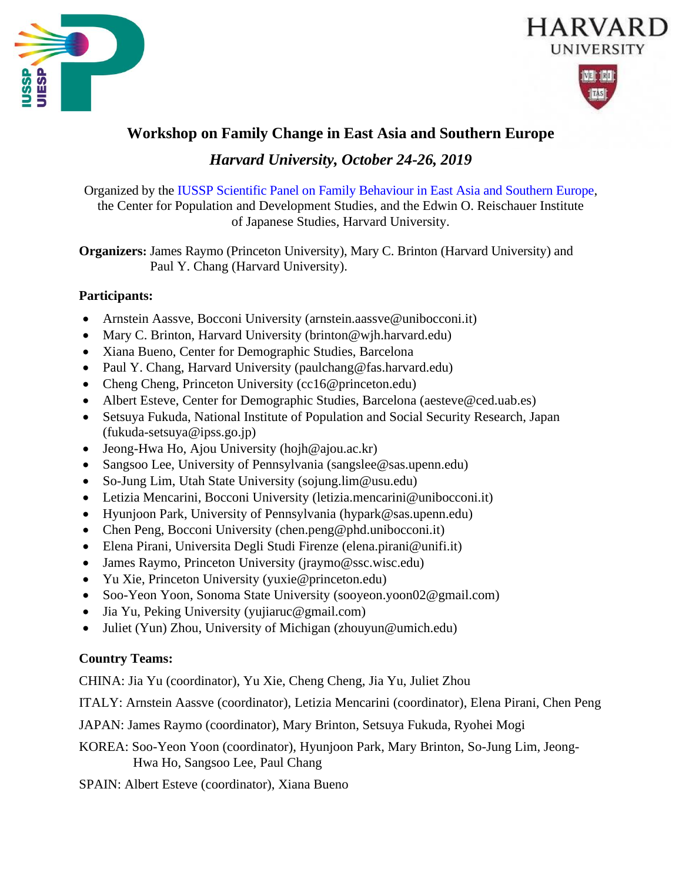# Workshop on Family Change in East Asia and Southern Europe

*Harvard University, October 24-26, 2019*

Organized by the IUSSP Scientific Panel on Family Behaviour in East Asia and Southern Europe, the Center for Population and Development Studies, and the Edwin O. Reischauer Institute of Japanese Studies, Harvard University.

**Organizers:** James Raymo (Princeton University), Mary C. Brinton (Harvard University) and Paul Y. Chang (Harvard University).

**Participants:**

- Arnstein Aassve, Bocconi University (arnstein.aassve@unibocconi.it)
- Mary C. Brinton, Harvard University (brinton@wjh.harvard.edu)
- Xiana Bueno, Center for Demographic Studies, Barcelona
- Paul Y. Chang, Harvard University (paulchang@fas.harvard.edu)
- Cheng Cheng, Princeton University (cc16@princeton.edu)
- Albert Esteve, Center for Demographic Studies, Barcelona (aesteve@ced.uab.es)
- Setsuya Fukuda, National Institute of Population and Social Security Research, Japan (fukuda-setsuya@ipss.go.jp)
- Jeong-Hwa Ho, Ajou University (hojh@ajou.ac.kr)
- Sangsoo Lee, University of Pennsylvania (sangslee@sas.upenn.edu)
- So-Jung Lim, Utah State University (sojung.lim@usu.edu)
- Letizia Mencarini, Bocconi University (letizia.mencarini@unibocconi.it)
- Hyunjoon Park, University of Pennsylvania (hypark@sas.upenn.edu)
- Chen Peng, Bocconi University (chen.peng@phd.unibocconi.it)
- Elena Pirani, Universita Degli Studi Firenze (elena.pirani@unifi.it)
- James Raymo, Princeton University (jraymo@ssc.wisc.edu)
- Yu Xie, Princeton University (yuxie@princeton.edu)
- Soo-Yeon Yoon, Sonoma State University (sooyeon.yoon02@gmail.com)
- Jia Yu, Peking University (yujiaruc@gmail.com)
- Juliet (Yun) Zhou, University of Michigan (zhouyun@umich.edu)

**Country Teams:**

CHINA: Jia Yu (coordinator), Yu Xie, Cheng Cheng, Jia Yu, Juliet Zhou

ITALY: Arnstein Aassve (coordinator), Letizia Mencarini (coordinator), Elena Pirani, Chen Peng

JAPAN: James Raymo (coordinator), Mary Brinton, Setsuya Fukuda, Ryohei Mogi

KOREA: Soo-Yeon Yoon (coordinator), Hyunjoon Park, Mary Brinton, So-Jung Lim, Jeong-Hwa Ho, Sangsoo Lee, Paul Chang

SPAIN: Albert Esteve (coordinator), Xiana Bueno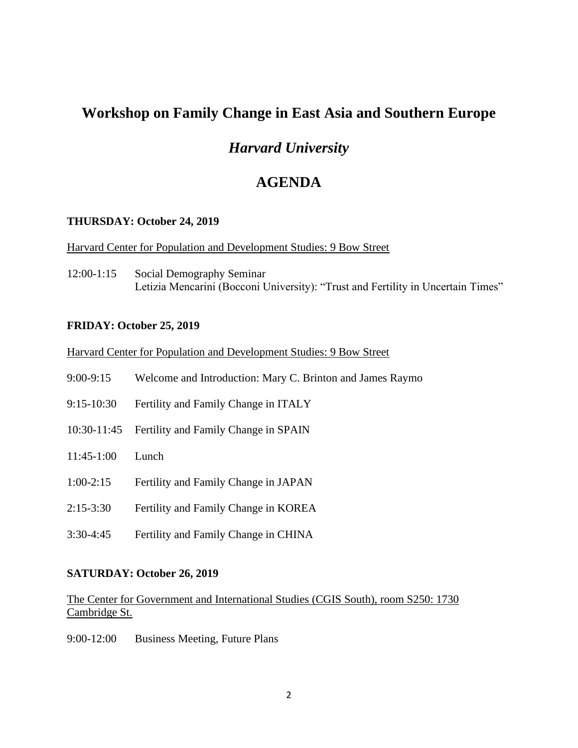# Workshop on Family Change in East Asia and Southern Europe

## *Harvard University*

## AGENDA

**THURSDAY: October 24, 2019**

Harvard Center for Population and Development Studies: 9 Bow Street

12:00-1:15 Social Demography Seminar
Letizia Mencarini (Bocconi University): "Trust and Fertility in Uncertain Times"

**FRIDAY: October 25, 2019**

Harvard Center for Population and Development Studies: 9 Bow Street

9:00-9:15 Welcome and Introduction: Mary C. Brinton and James Raymo

9:15-10:30 Fertility and Family Change in ITALY

10:30-11:45 Fertility and Family Change in SPAIN

11:45-1:00 Lunch

1:00-2:15 Fertility and Family Change in JAPAN

2:15-3:30 Fertility and Family Change in KOREA

3:30-4:45 Fertility and Family Change in CHINA

**SATURDAY: October 26, 2019**

The Center for Government and International Studies (CGIS South), room S250: 1730 Cambridge St.

9:00-12:00 Business Meeting, Future Plans